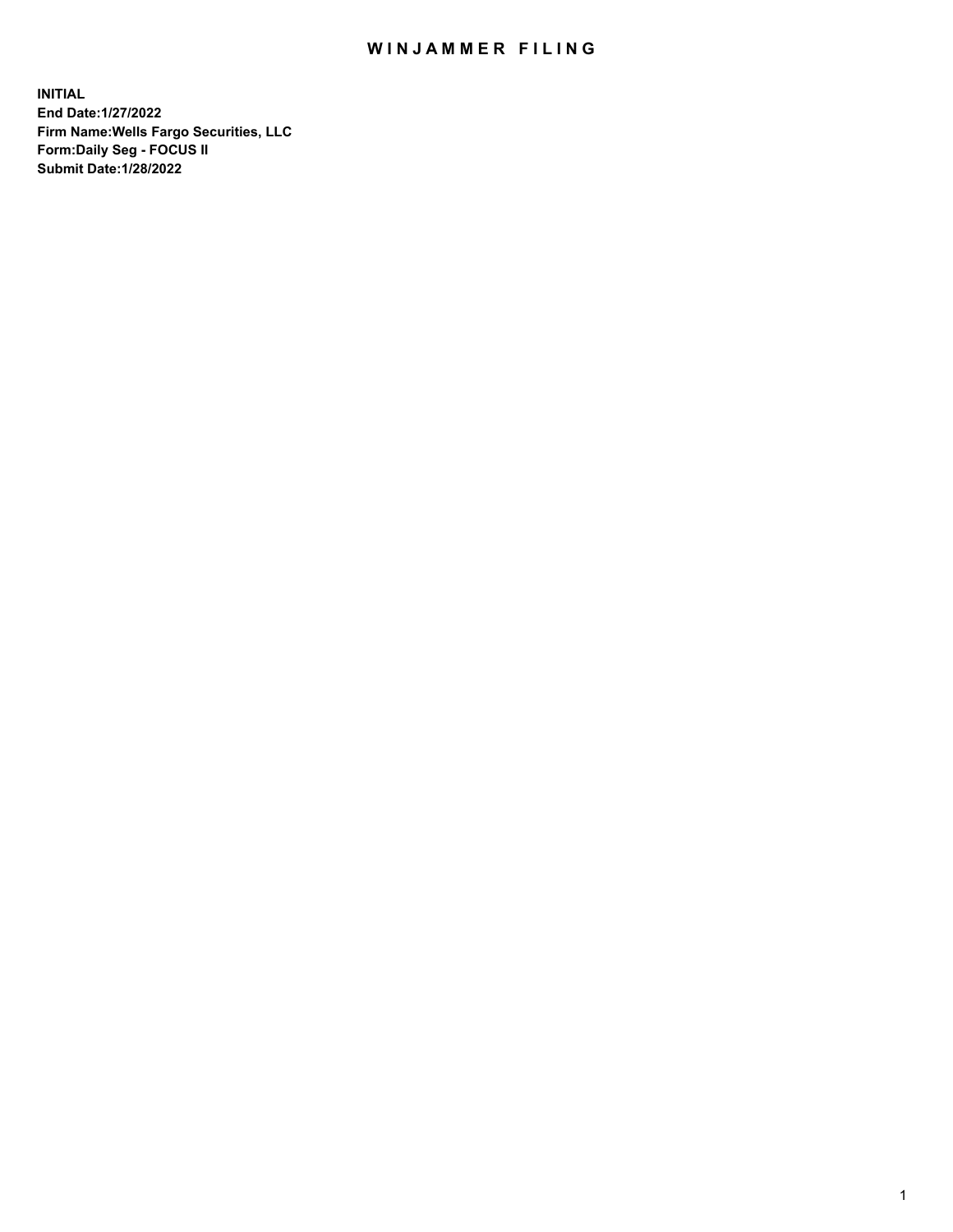# WINJAMMER FILING

**INITIAL**
**End Date:1/27/2022**
**Firm Name:Wells Fargo Securities, LLC**
**Form:Daily Seg - FOCUS II**
**Submit Date:1/28/2022**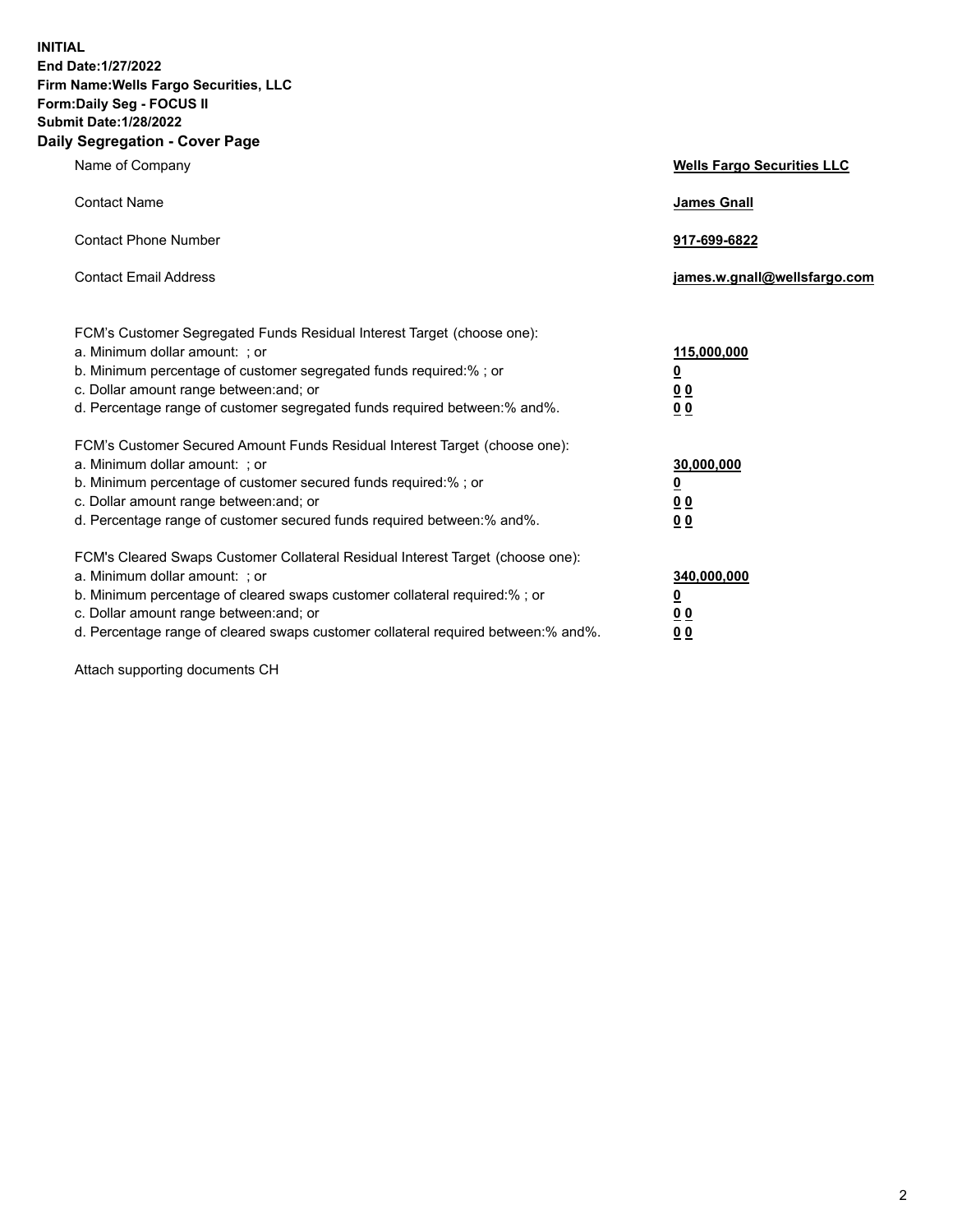**INITIAL**
**End Date:1/27/2022**
**Firm Name:Wells Fargo Securities, LLC**
**Form:Daily Seg - FOCUS II**
**Submit Date:1/28/2022**

## Daily Segregation - Cover Page

| | |
|---|---|
| Name of Company | **Wells Fargo Securities LLC** |
| Contact Name | **James Gnall** |
| Contact Phone Number | **917-699-6822** |
| Contact Email Address | **james.w.gnall@wellsfargo.com** |

| | |
|---|---|
| FCM's Customer Segregated Funds Residual Interest Target (choose one): | |
| a. Minimum dollar amount: ; or | **115,000,000** |
| b. Minimum percentage of customer segregated funds required:% ; or | **0** |
| c. Dollar amount range between:and; or | **0 0** |
| d. Percentage range of customer segregated funds required between:% and%. | **0 0** |
| FCM's Customer Secured Amount Funds Residual Interest Target (choose one): | |
| a. Minimum dollar amount: ; or | **30,000,000** |
| b. Minimum percentage of customer secured funds required:% ; or | **0** |
| c. Dollar amount range between:and; or | **0 0** |
| d. Percentage range of customer secured funds required between:% and%. | **0 0** |
| FCM's Cleared Swaps Customer Collateral Residual Interest Target (choose one): | |
| a. Minimum dollar amount: ; or | **340,000,000** |
| b. Minimum percentage of cleared swaps customer collateral required:% ; or | **0** |
| c. Dollar amount range between:and; or | **0 0** |
| d. Percentage range of cleared swaps customer collateral required between:% and%. | **0 0** |

Attach supporting documents CH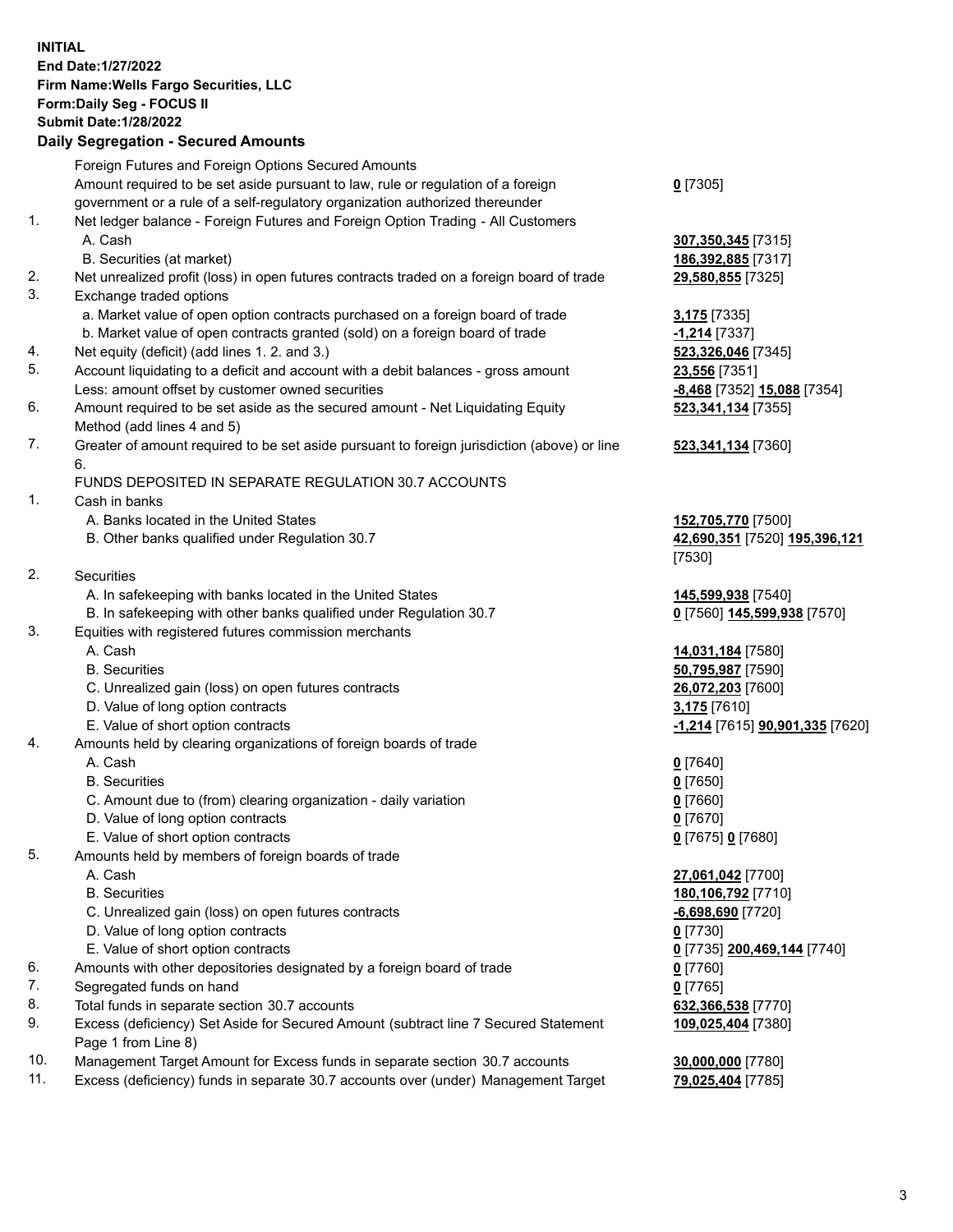**INITIAL**
**End Date:1/27/2022**
**Firm Name:Wells Fargo Securities, LLC**
**Form:Daily Seg - FOCUS II**
**Submit Date:1/28/2022**

## Daily Segregation - Secured Amounts

| | | |
|---|---|---|
| | Foreign Futures and Foreign Options Secured Amounts | |
| | Amount required to be set aside pursuant to law, rule or regulation of a foreign government or a rule of a self-regulatory organization authorized thereunder | **0** [7305] |
| 1. | Net ledger balance - Foreign Futures and Foreign Option Trading - All Customers | |
| | A. Cash | **307,350,345** [7315] |
| | B. Securities (at market) | **186,392,885** [7317] |
| 2. | Net unrealized profit (loss) in open futures contracts traded on a foreign board of trade | **29,580,855** [7325] |
| 3. | Exchange traded options | |
| | a. Market value of open option contracts purchased on a foreign board of trade | **3,175** [7335] |
| | b. Market value of open contracts granted (sold) on a foreign board of trade | **-1,214** [7337] |
| 4. | Net equity (deficit) (add lines 1. 2. and 3.) | **523,326,046** [7345] |
| 5. | Account liquidating to a deficit and account with a debit balances - gross amount | **23,556** [7351] |
| | Less: amount offset by customer owned securities | **-8,468** [7352] **15,088** [7354] |
| 6. | Amount required to be set aside as the secured amount - Net Liquidating Equity Method (add lines 4 and 5) | **523,341,134** [7355] |
| 7. | Greater of amount required to be set aside pursuant to foreign jurisdiction (above) or line 6. | **523,341,134** [7360] |
| | FUNDS DEPOSITED IN SEPARATE REGULATION 30.7 ACCOUNTS | |
| 1. | Cash in banks | |
| | A. Banks located in the United States | **152,705,770** [7500] |
| | B. Other banks qualified under Regulation 30.7 | **42,690,351** [7520] **195,396,121** [7530] |
| 2. | Securities | |
| | A. In safekeeping with banks located in the United States | **145,599,938** [7540] |
| | B. In safekeeping with other banks qualified under Regulation 30.7 | **0** [7560] **145,599,938** [7570] |
| 3. | Equities with registered futures commission merchants | |
| | A. Cash | **14,031,184** [7580] |
| | B. Securities | **50,795,987** [7590] |
| | C. Unrealized gain (loss) on open futures contracts | **26,072,203** [7600] |
| | D. Value of long option contracts | **3,175** [7610] |
| | E. Value of short option contracts | **-1,214** [7615] **90,901,335** [7620] |
| 4. | Amounts held by clearing organizations of foreign boards of trade | |
| | A. Cash | **0** [7640] |
| | B. Securities | **0** [7650] |
| | C. Amount due to (from) clearing organization - daily variation | **0** [7660] |
| | D. Value of long option contracts | **0** [7670] |
| | E. Value of short option contracts | **0** [7675] **0** [7680] |
| 5. | Amounts held by members of foreign boards of trade | |
| | A. Cash | **27,061,042** [7700] |
| | B. Securities | **180,106,792** [7710] |
| | C. Unrealized gain (loss) on open futures contracts | **-6,698,690** [7720] |
| | D. Value of long option contracts | **0** [7730] |
| | E. Value of short option contracts | **0** [7735] **200,469,144** [7740] |
| 6. | Amounts with other depositories designated by a foreign board of trade | **0** [7760] |
| 7. | Segregated funds on hand | **0** [7765] |
| 8. | Total funds in separate section 30.7 accounts | **632,366,538** [7770] |
| 9. | Excess (deficiency) Set Aside for Secured Amount (subtract line 7 Secured Statement Page 1 from Line 8) | **109,025,404** [7380] |
| 10. | Management Target Amount for Excess funds in separate section 30.7 accounts | **30,000,000** [7780] |
| 11. | Excess (deficiency) funds in separate 30.7 accounts over (under) Management Target | **79,025,404** [7785] |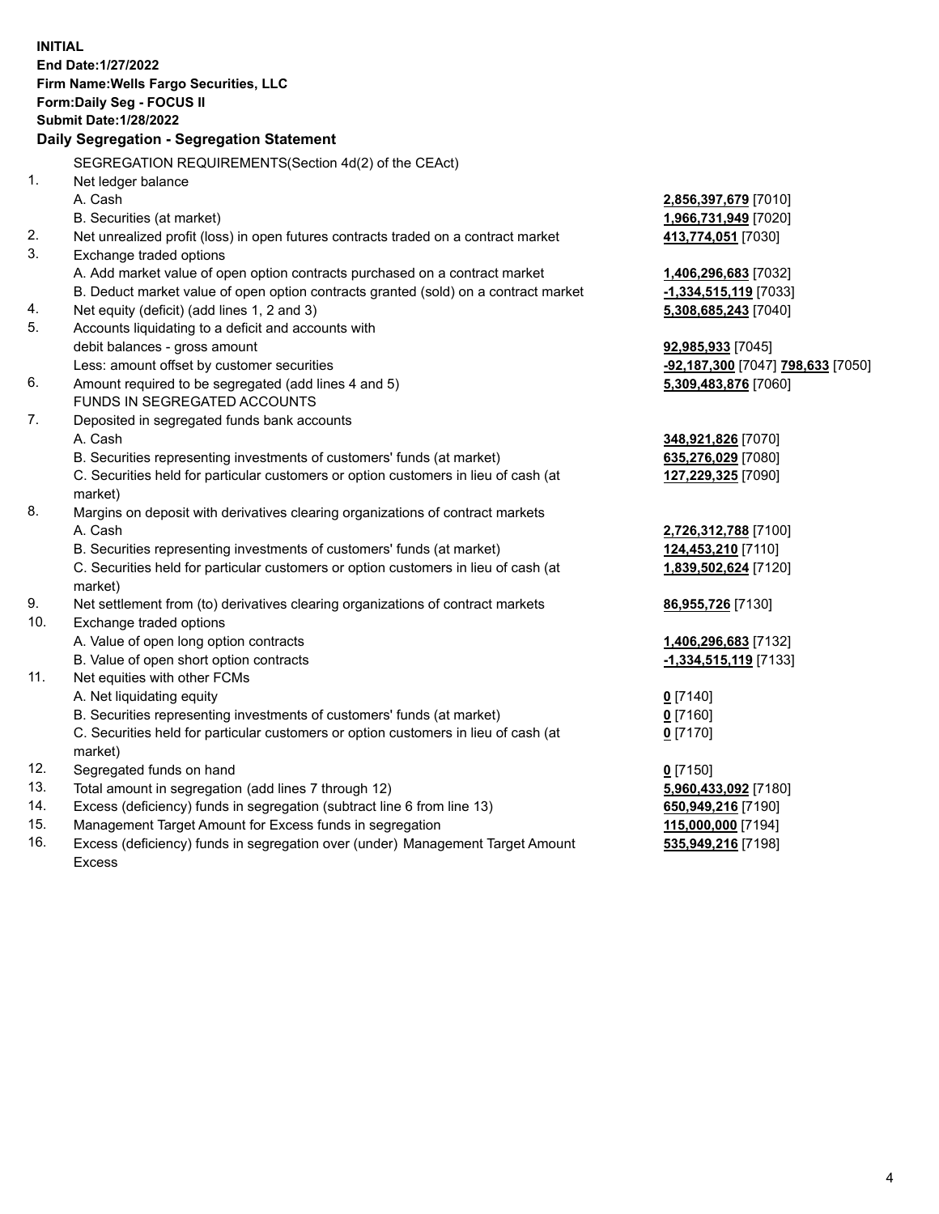**INITIAL**
**End Date:1/27/2022**
**Firm Name:Wells Fargo Securities, LLC**
**Form:Daily Seg - FOCUS II**
**Submit Date:1/28/2022**

## Daily Segregation - Segregation Statement

SEGREGATION REQUIREMENTS(Section 4d(2) of the CEAct)

| | | |
|---|---|---|
| 1. | Net ledger balance | |
| | A. Cash | **2,856,397,679** [7010] |
| | B. Securities (at market) | **1,966,731,949** [7020] |
| 2. | Net unrealized profit (loss) in open futures contracts traded on a contract market | **413,774,051** [7030] |
| 3. | Exchange traded options | |
| | A. Add market value of open option contracts purchased on a contract market | **1,406,296,683** [7032] |
| | B. Deduct market value of open option contracts granted (sold) on a contract market | **-1,334,515,119** [7033] |
| 4. | Net equity (deficit) (add lines 1, 2 and 3) | **5,308,685,243** [7040] |
| 5. | Accounts liquidating to a deficit and accounts with debit balances - gross amount | **92,985,933** [7045] |
| | Less: amount offset by customer securities | **-92,187,300** [7047] **798,633** [7050] |
| 6. | Amount required to be segregated (add lines 4 and 5) | **5,309,483,876** [7060] |
| | FUNDS IN SEGREGATED ACCOUNTS | |
| 7. | Deposited in segregated funds bank accounts | |
| | A. Cash | **348,921,826** [7070] |
| | B. Securities representing investments of customers' funds (at market) | **635,276,029** [7080] |
| | C. Securities held for particular customers or option customers in lieu of cash (at market) | **127,229,325** [7090] |
| 8. | Margins on deposit with derivatives clearing organizations of contract markets | |
| | A. Cash | **2,726,312,788** [7100] |
| | B. Securities representing investments of customers' funds (at market) | **124,453,210** [7110] |
| | C. Securities held for particular customers or option customers in lieu of cash (at market) | **1,839,502,624** [7120] |
| 9. | Net settlement from (to) derivatives clearing organizations of contract markets | **86,955,726** [7130] |
| 10. | Exchange traded options | |
| | A. Value of open long option contracts | **1,406,296,683** [7132] |
| | B. Value of open short option contracts | **-1,334,515,119** [7133] |
| 11. | Net equities with other FCMs | |
| | A. Net liquidating equity | **0** [7140] |
| | B. Securities representing investments of customers' funds (at market) | **0** [7160] |
| | C. Securities held for particular customers or option customers in lieu of cash (at market) | **0** [7170] |
| 12. | Segregated funds on hand | **0** [7150] |
| 13. | Total amount in segregation (add lines 7 through 12) | **5,960,433,092** [7180] |
| 14. | Excess (deficiency) funds in segregation (subtract line 6 from line 13) | **650,949,216** [7190] |
| 15. | Management Target Amount for Excess funds in segregation | **115,000,000** [7194] |
| 16. | Excess (deficiency) funds in segregation over (under) Management Target Amount Excess | **535,949,216** [7198] |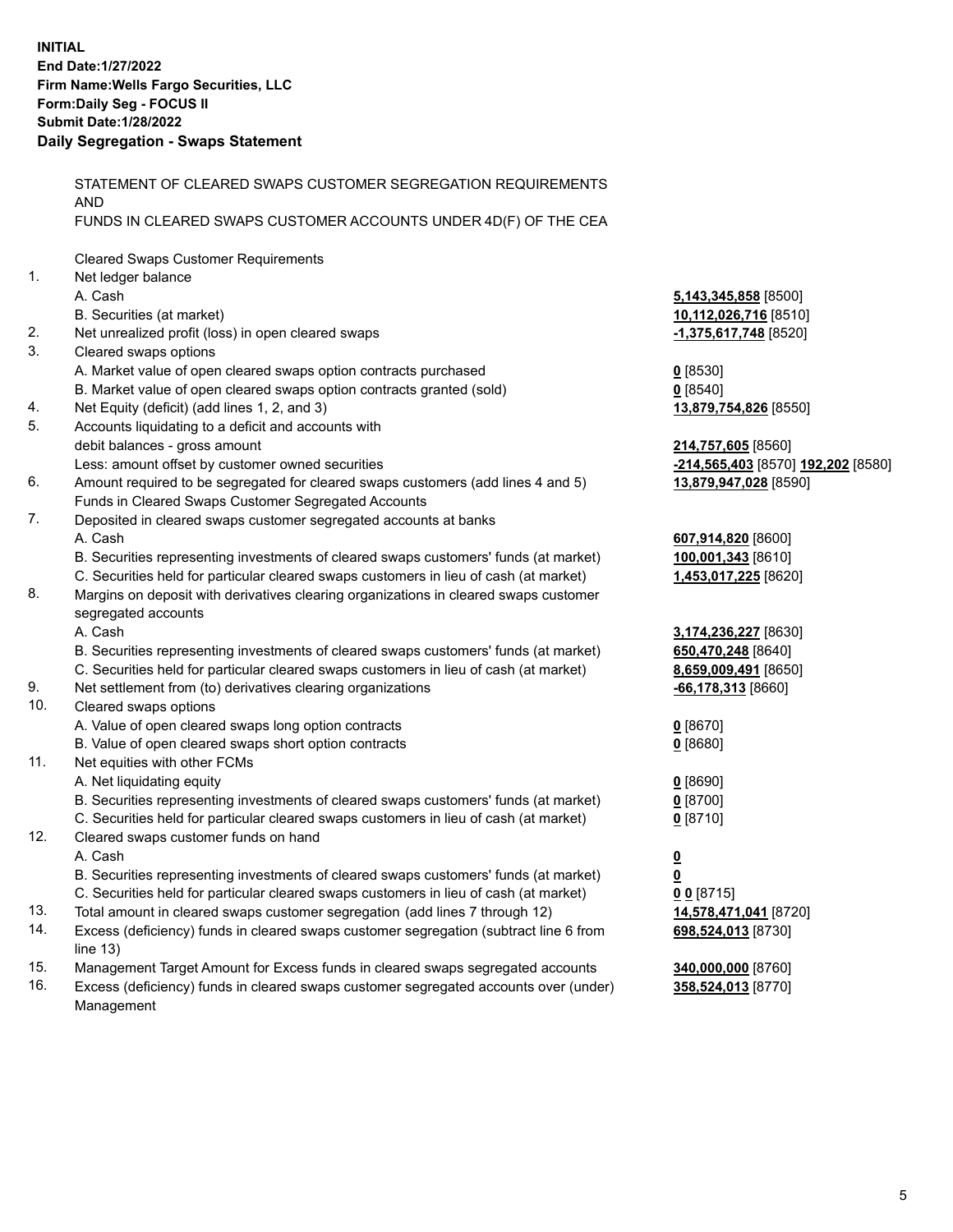**INITIAL**
**End Date:1/27/2022**
**Firm Name:Wells Fargo Securities, LLC**
**Form:Daily Seg - FOCUS II**
**Submit Date:1/28/2022**
**Daily Segregation - Swaps Statement**

STATEMENT OF CLEARED SWAPS CUSTOMER SEGREGATION REQUIREMENTS AND FUNDS IN CLEARED SWAPS CUSTOMER ACCOUNTS UNDER 4D(F) OF THE CEA

| | | |
|---|---|---|
| | Cleared Swaps Customer Requirements | |
| 1. | Net ledger balance | |
| | A. Cash | **5,143,345,858** [8500] |
| | B. Securities (at market) | **10,112,026,716** [8510] |
| 2. | Net unrealized profit (loss) in open cleared swaps | **-1,375,617,748** [8520] |
| 3. | Cleared swaps options | |
| | A. Market value of open cleared swaps option contracts purchased | **0** [8530] |
| | B. Market value of open cleared swaps option contracts granted (sold) | **0** [8540] |
| 4. | Net Equity (deficit) (add lines 1, 2, and 3) | **13,879,754,826** [8550] |
| 5. | Accounts liquidating to a deficit and accounts with debit balances - gross amount | **214,757,605** [8560] |
| | Less: amount offset by customer owned securities | **-214,565,403** [8570] **192,202** [8580] |
| 6. | Amount required to be segregated for cleared swaps customers (add lines 4 and 5) | **13,879,947,028** [8590] |
| | Funds in Cleared Swaps Customer Segregated Accounts | |
| 7. | Deposited in cleared swaps customer segregated accounts at banks | |
| | A. Cash | **607,914,820** [8600] |
| | B. Securities representing investments of cleared swaps customers' funds (at market) | **100,001,343** [8610] |
| | C. Securities held for particular cleared swaps customers in lieu of cash (at market) | **1,453,017,225** [8620] |
| 8. | Margins on deposit with derivatives clearing organizations in cleared swaps customer segregated accounts | |
| | A. Cash | **3,174,236,227** [8630] |
| | B. Securities representing investments of cleared swaps customers' funds (at market) | **650,470,248** [8640] |
| | C. Securities held for particular cleared swaps customers in lieu of cash (at market) | **8,659,009,491** [8650] |
| 9. | Net settlement from (to) derivatives clearing organizations | **-66,178,313** [8660] |
| 10. | Cleared swaps options | |
| | A. Value of open cleared swaps long option contracts | **0** [8670] |
| | B. Value of open cleared swaps short option contracts | **0** [8680] |
| 11. | Net equities with other FCMs | |
| | A. Net liquidating equity | **0** [8690] |
| | B. Securities representing investments of cleared swaps customers' funds (at market) | **0** [8700] |
| | C. Securities held for particular cleared swaps customers in lieu of cash (at market) | **0** [8710] |
| 12. | Cleared swaps customer funds on hand | |
| | A. Cash | **0** |
| | B. Securities representing investments of cleared swaps customers' funds (at market) | **0** |
| | C. Securities held for particular cleared swaps customers in lieu of cash (at market) | **0** **0** [8715] |
| 13. | Total amount in cleared swaps customer segregation (add lines 7 through 12) | **14,578,471,041** [8720] |
| 14. | Excess (deficiency) funds in cleared swaps customer segregation (subtract line 6 from line 13) | **698,524,013** [8730] |
| 15. | Management Target Amount for Excess funds in cleared swaps segregated accounts | **340,000,000** [8760] |
| 16. | Excess (deficiency) funds in cleared swaps customer segregated accounts over (under) Management | **358,524,013** [8770] |